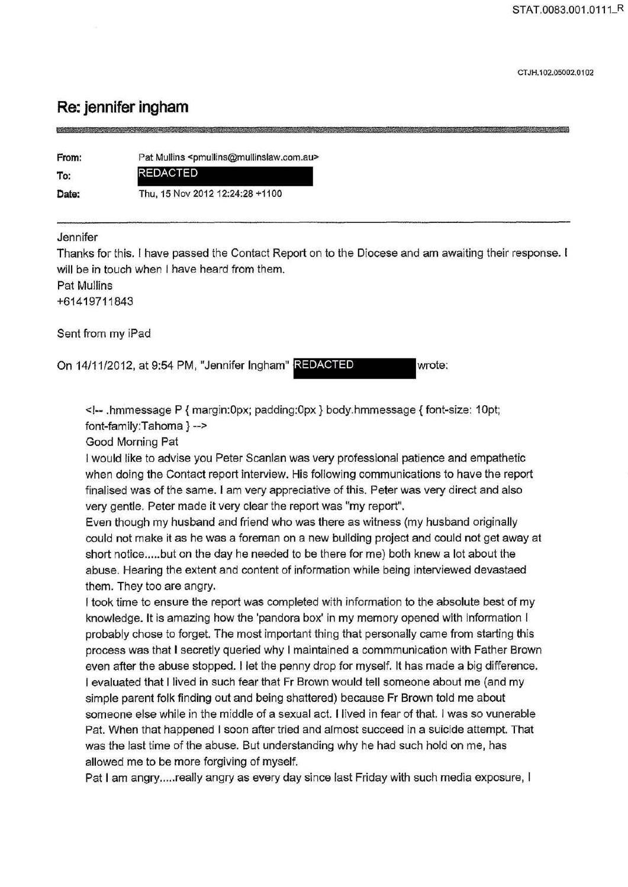STAT.0083.001.0111_R

CTJH.102.05002.0102

# Re: jennifer ingham

**From:** Pat Mullins <pmullins@mullinslaw.com.au>
**To:** REDACTED
**Date:** Thu, 15 Nov 2012 12:24:28 +1100

---

Jennifer
Thanks for this. I have passed the Contact Report on to the Diocese and am awaiting their response. I will be in touch when I have heard from them.
Pat Mullins
+61419711843

Sent from my iPad

On 14/11/2012, at 9:54 PM, "Jennifer Ingham" REDACTED wrote:

> <!-- .hmmessage P { margin:0px; padding:0px } body.hmmessage { font-size: 10pt; font-family:Tahoma } -->
> Good Morning Pat
> I would like to advise you Peter Scanlan was very professional patience and empathetic when doing the Contact report interview. His following communications to have the report finalised was of the same. I am very appreciative of this. Peter was very direct and also very gentle. Peter made it very clear the report was "my report".
> Even though my husband and friend who was there as witness (my husband originally could not make it as he was a foreman on a new building project and could not get away at short notice.....but on the day he needed to be there for me) both knew a lot about the abuse. Hearing the extent and content of information while being interviewed devastaed them. They too are angry.
> I took time to ensure the report was completed with information to the absolute best of my knowledge. It is amazing how the 'pandora box' in my memory opened with information I probably chose to forget. The most important thing that personally came from starting this process was that I secretly queried why I maintained a commmunication with Father Brown even after the abuse stopped. I let the penny drop for myself. It has made a big difference. I evaluated that I lived in such fear that Fr Brown would tell someone about me (and my simple parent folk finding out and being shattered) because Fr Brown told me about someone else while in the middle of a sexual act. I lived in fear of that. I was so vunerable Pat. When that happened I soon after tried and almost succeed in a suicide attempt. That was the last time of the abuse. But understanding why he had such hold on me, has allowed me to be more forgiving of myself.
> Pat I am angry.....really angry as every day since last Friday with such media exposure, I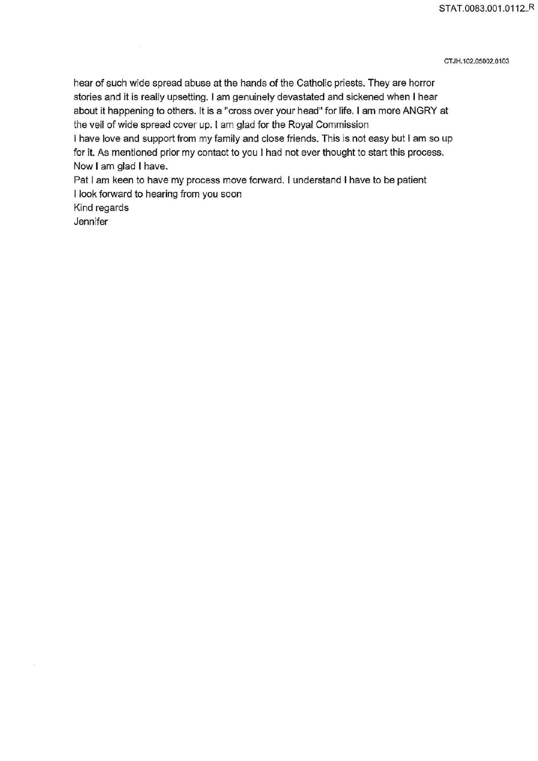hear of such wide spread abuse at the hands of the Catholic priests. They are horror stories and it is really upsetting. I am genuinely devastated and sickened when I hear about it happening to others. It is a "cross over your head" for life. I am more ANGRY at the veil of wide spread cover up. I am glad for the Royal Commission

I have love and support from my family and close friends. This is not easy but I am so up for it. As mentioned prior my contact to you I had not ever thought to start this process. Now I am glad I have.

Pat I am keen to have my process move forward. I understand I have to be patient

I look forward to hearing from you soon

Kind regards

Jennifer